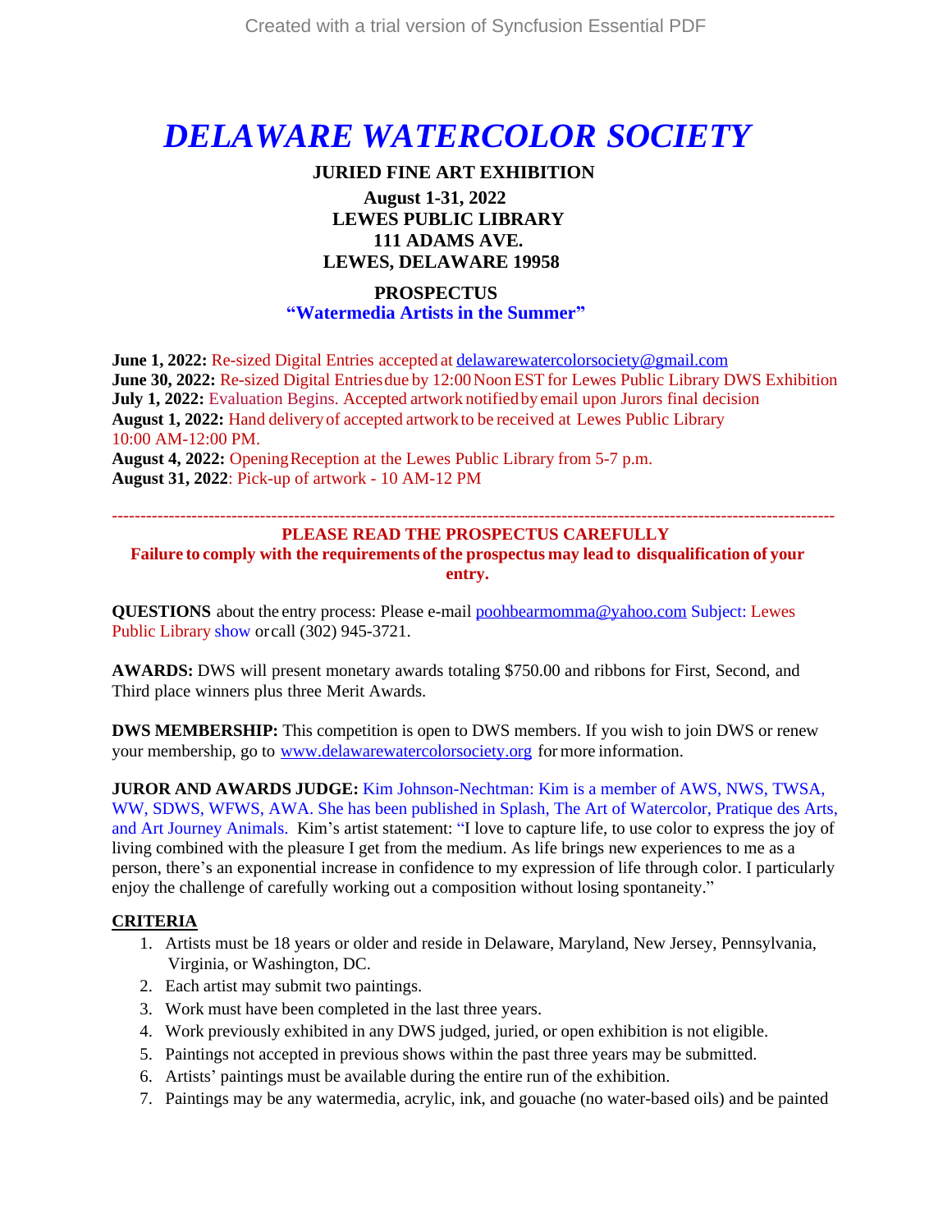# *DELAWARE WATERCOLOR SOCIETY*

**JURIED FINE ART EXHIBITION**

**August 1-31, 2022**
**LEWES PUBLIC LIBRARY**
**111 ADAMS AVE.**
**LEWES, DELAWARE 19958**

**PROSPECTUS**
**"Watermedia Artists in the Summer"**

**June 1, 2022:** Re-sized Digital Entries accepted at delawarewatercolorsociety@gmail.com
**June 30, 2022:** Re-sized Digital Entries due by 12:00 Noon EST for Lewes Public Library DWS Exhibition
**July 1, 2022:** Evaluation Begins. Accepted artwork notified by email upon Jurors final decision
**August 1, 2022:** Hand delivery of accepted artwork to be received at Lewes Public Library 10:00 AM-12:00 PM.
**August 4, 2022:** Opening Reception at the Lewes Public Library from 5-7 p.m.
**August 31, 2022**: Pick-up of artwork - 10 AM-12 PM

---

**PLEASE READ THE PROSPECTUS CAREFULLY**
**Failure to comply with the requirements of the prospectus may lead to disqualification of your entry.**

**QUESTIONS** about the entry process: Please e-mail poohbearmomma@yahoo.com Subject: Lewes Public Library show or call (302) 945-3721.

**AWARDS:** DWS will present monetary awards totaling $750.00 and ribbons for First, Second, and Third place winners plus three Merit Awards.

**DWS MEMBERSHIP:** This competition is open to DWS members. If you wish to join DWS or renew your membership, go to www.delawarewatercolorsociety.org for more information.

**JUROR AND AWARDS JUDGE:** Kim Johnson-Nechtman: Kim is a member of AWS, NWS, TWSA, WW, SDWS, WFWS, AWA. She has been published in Splash, The Art of Watercolor, Pratique des Arts, and Art Journey Animals. Kim's artist statement: "I love to capture life, to use color to express the joy of living combined with the pleasure I get from the medium. As life brings new experiences to me as a person, there's an exponential increase in confidence to my expression of life through color. I particularly enjoy the challenge of carefully working out a composition without losing spontaneity."

## CRITERIA

1. Artists must be 18 years or older and reside in Delaware, Maryland, New Jersey, Pennsylvania, Virginia, or Washington, DC.
2. Each artist may submit two paintings.
3. Work must have been completed in the last three years.
4. Work previously exhibited in any DWS judged, juried, or open exhibition is not eligible.
5. Paintings not accepted in previous shows within the past three years may be submitted.
6. Artists' paintings must be available during the entire run of the exhibition.
7. Paintings may be any watermedia, acrylic, ink, and gouache (no water-based oils) and be painted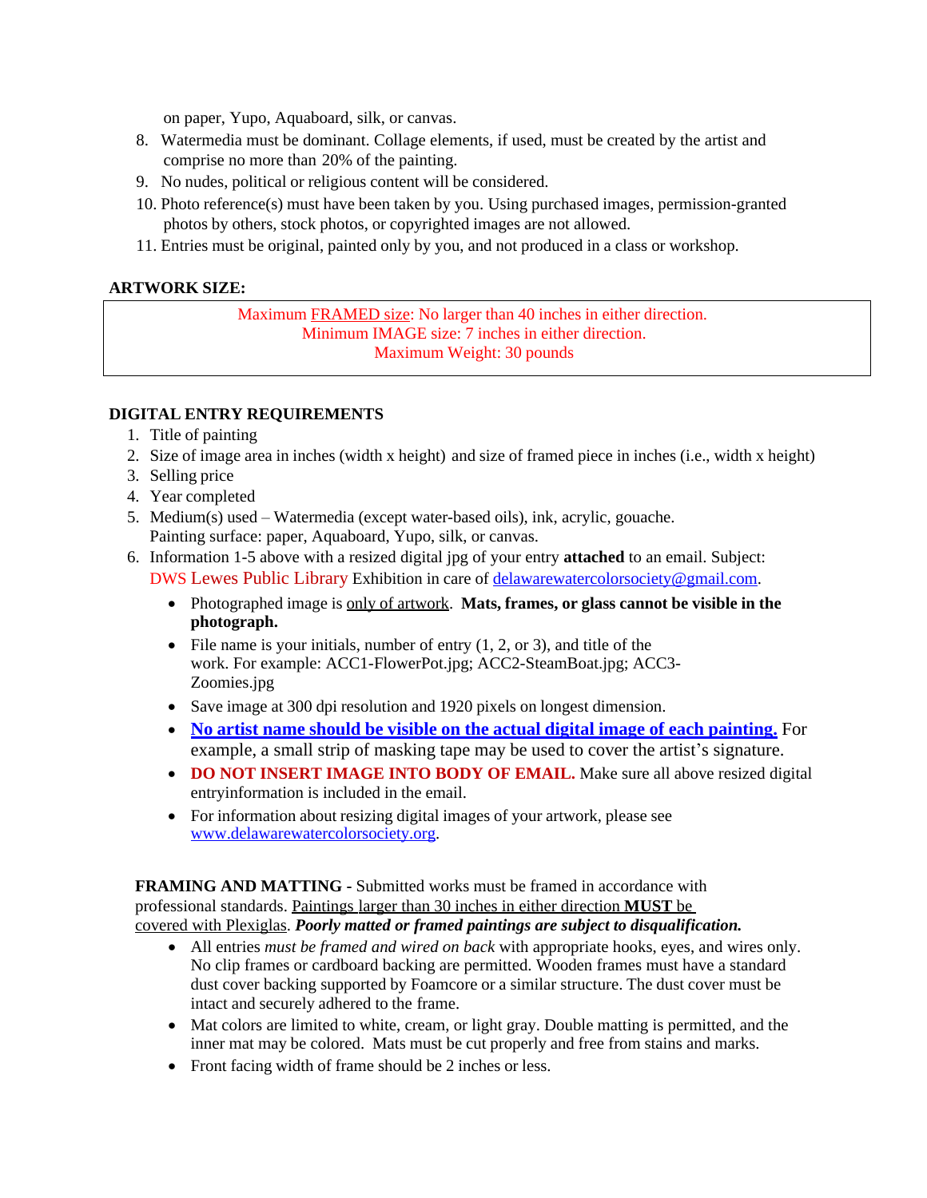on paper, Yupo, Aquaboard, silk, or canvas.

8. Watermedia must be dominant. Collage elements, if used, must be created by the artist and comprise no more than 20% of the painting.
9. No nudes, political or religious content will be considered.
10. Photo reference(s) must have been taken by you. Using purchased images, permission-granted photos by others, stock photos, or copyrighted images are not allowed.
11. Entries must be original, painted only by you, and not produced in a class or workshop.

**ARTWORK SIZE:**

Maximum FRAMED size: No larger than 40 inches in either direction.
Minimum IMAGE size: 7 inches in either direction.
Maximum Weight: 30 pounds

**DIGITAL ENTRY REQUIREMENTS**

1. Title of painting
2. Size of image area in inches (width x height) and size of framed piece in inches (i.e., width x height)
3. Selling price
4. Year completed
5. Medium(s) used – Watermedia (except water-based oils), ink, acrylic, gouache. Painting surface: paper, Aquaboard, Yupo, silk, or canvas.
6. Information 1-5 above with a resized digital jpg of your entry **attached** to an email. Subject: DWS Lewes Public Library Exhibition in care of delawarewatercolorsociety@gmail.com.
   - Photographed image is only of artwork. **Mats, frames, or glass cannot be visible in the photograph.**
   - File name is your initials, number of entry (1, 2, or 3), and title of the work. For example: ACC1-FlowerPot.jpg; ACC2-SteamBoat.jpg; ACC3-Zoomies.jpg
   - Save image at 300 dpi resolution and 1920 pixels on longest dimension.
   - **No artist name should be visible on the actual digital image of each painting.** For example, a small strip of masking tape may be used to cover the artist's signature.
   - **DO NOT INSERT IMAGE INTO BODY OF EMAIL.** Make sure all above resized digital entryinformation is included in the email.
   - For information about resizing digital images of your artwork, please see www.delawarewatercolorsociety.org.

**FRAMING AND MATTING -** Submitted works must be framed in accordance with professional standards. Paintings larger than 30 inches in either direction **MUST** be covered with Plexiglas. ***Poorly matted or framed paintings are subject to disqualification.***

- All entries *must be framed and wired on back* with appropriate hooks, eyes, and wires only. No clip frames or cardboard backing are permitted. Wooden frames must have a standard dust cover backing supported by Foamcore or a similar structure. The dust cover must be intact and securely adhered to the frame.
- Mat colors are limited to white, cream, or light gray. Double matting is permitted, and the inner mat may be colored. Mats must be cut properly and free from stains and marks.
- Front facing width of frame should be 2 inches or less.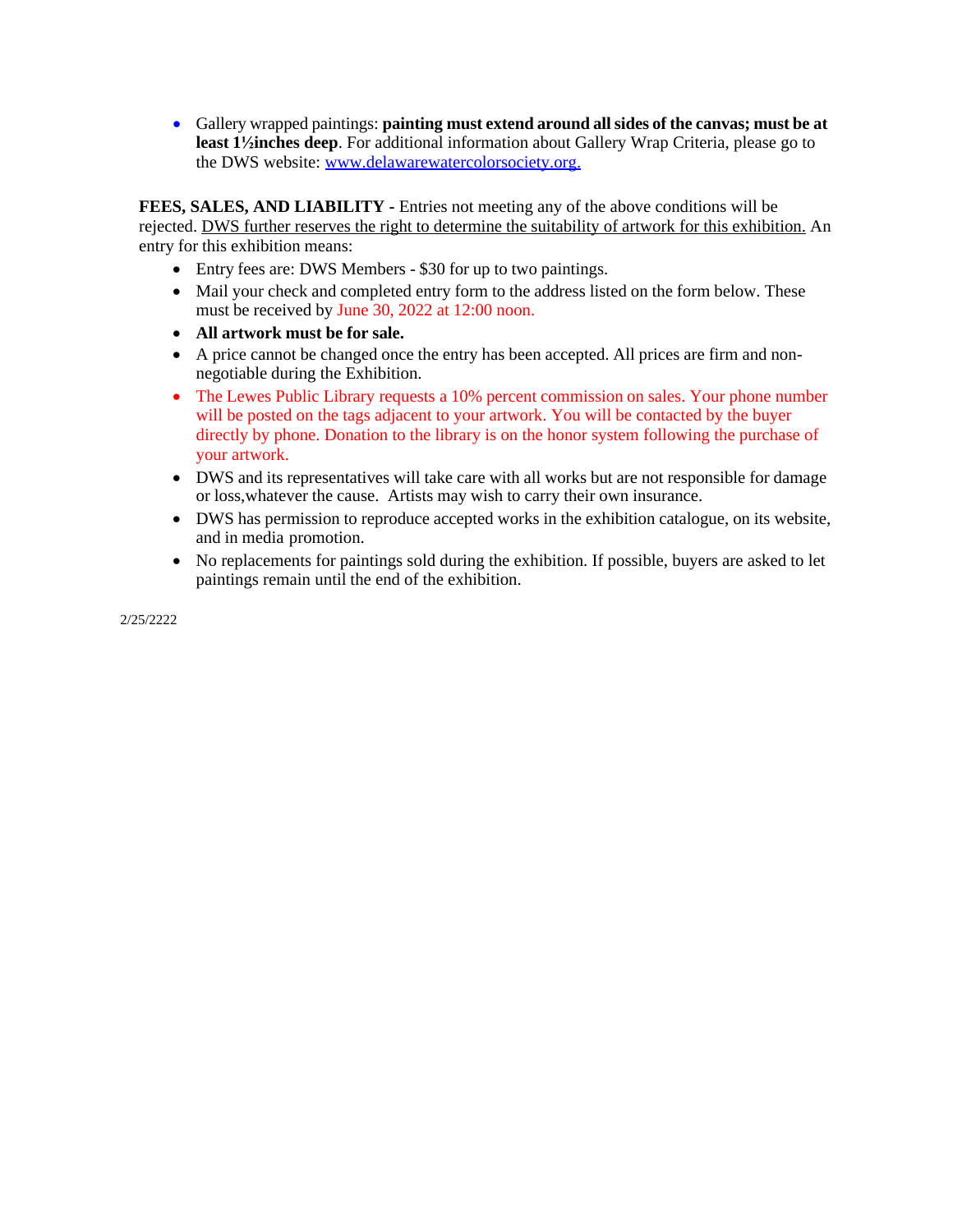- Gallery wrapped paintings: **painting must extend around all sides of the canvas; must be at least 1½inches deep**. For additional information about Gallery Wrap Criteria, please go to the DWS website: [www.delawarewatercolorsociety.org.](http://www.delawarewatercolorsociety.org)

**FEES, SALES, AND LIABILITY -** Entries not meeting any of the above conditions will be rejected. <u>DWS further reserves the right to determine the suitability of artwork for this exhibition.</u> An entry for this exhibition means:

- Entry fees are: DWS Members - $30 for up to two paintings.
- Mail your check and completed entry form to the address listed on the form below. These must be received by June 30, 2022 at 12:00 noon.
- **All artwork must be for sale.**
- A price cannot be changed once the entry has been accepted. All prices are firm and non-negotiable during the Exhibition.
- The Lewes Public Library requests a 10% percent commission on sales. Your phone number will be posted on the tags adjacent to your artwork. You will be contacted by the buyer directly by phone. Donation to the library is on the honor system following the purchase of your artwork.
- DWS and its representatives will take care with all works but are not responsible for damage or loss,whatever the cause. Artists may wish to carry their own insurance.
- DWS has permission to reproduce accepted works in the exhibition catalogue, on its website, and in media promotion.
- No replacements for paintings sold during the exhibition. If possible, buyers are asked to let paintings remain until the end of the exhibition.

2/25/2222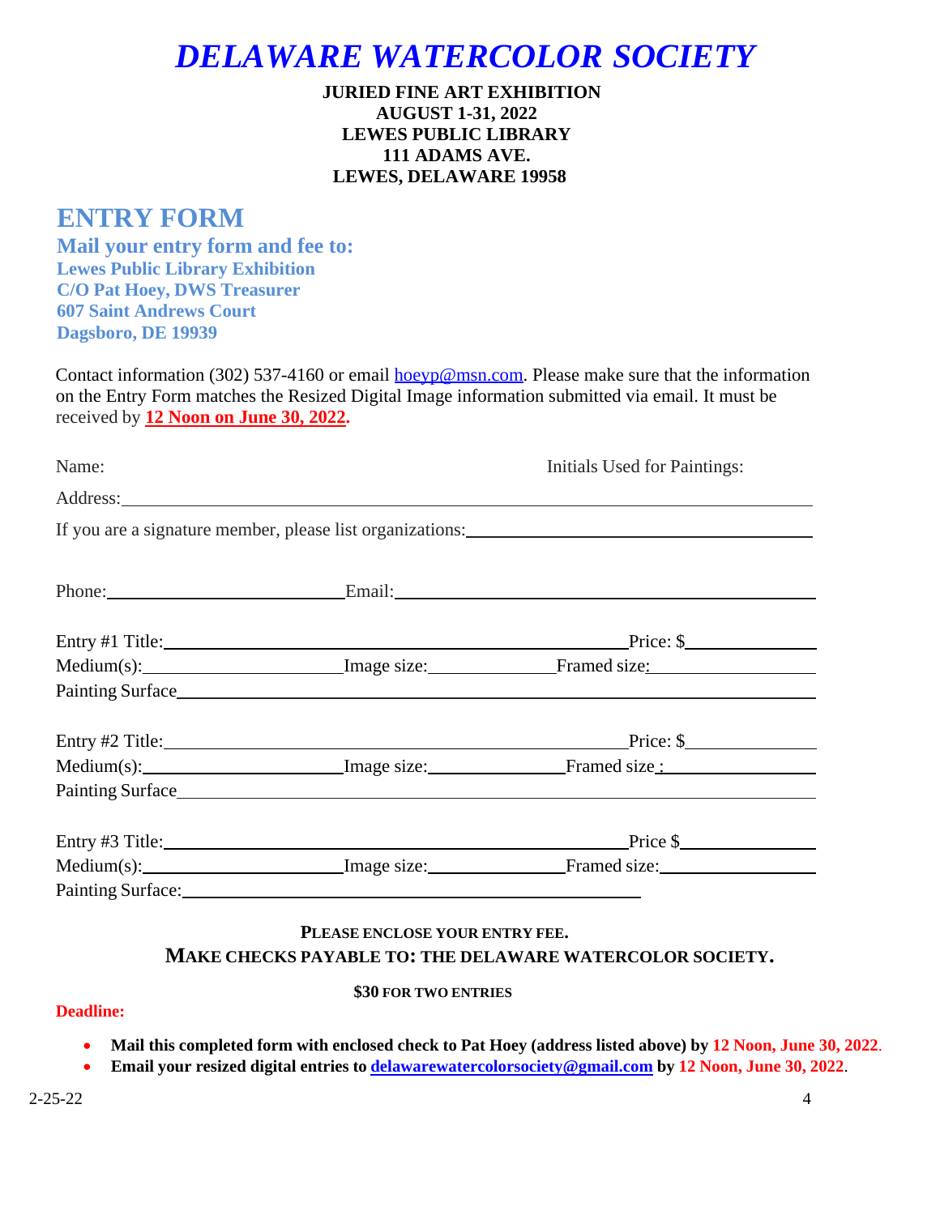# *DELAWARE WATERCOLOR SOCIETY*

**JURIED FINE ART EXHIBITION**
**AUGUST 1-31, 2022**
**LEWES PUBLIC LIBRARY**
**111 ADAMS AVE.**
**LEWES, DELAWARE 19958**

## ENTRY FORM

### Mail your entry form and fee to:

**Lewes Public Library Exhibition**
**C/O Pat Hoey, DWS Treasurer**
**607 Saint Andrews Court**
**Dagsboro, DE 19939**

Contact information (302) 537-4160 or email hoeyp@msn.com. Please make sure that the information on the Entry Form matches the Resized Digital Image information submitted via email. It must be received by **12 Noon on June 30, 2022.**

Name: Initials Used for Paintings:

Address:\_\_\_\_\_\_\_\_\_\_\_\_\_\_\_\_\_\_\_\_\_\_\_\_\_\_\_\_\_\_\_\_\_\_\_\_\_\_\_\_

If you are a signature member, please list organizations:\_\_\_\_\_\_\_\_\_\_\_\_\_\_\_\_\_\_\_\_

Phone:\_\_\_\_\_\_\_\_\_\_\_\_\_\_\_\_\_\_Email:\_\_\_\_\_\_\_\_\_\_\_\_\_\_\_\_\_\_\_\_\_\_\_\_\_\_\_\_\_\_

Entry #1 Title:\_\_\_\_\_\_\_\_\_\_\_\_\_\_\_\_\_\_\_\_\_\_\_\_\_\_\_\_\_\_\_\_Price: $\_\_\_\_\_\_\_\_\_\_
Medium(s):\_\_\_\_\_\_\_\_\_\_\_\_\_\_\_Image size:\_\_\_\_\_\_\_\_\_\_Framed size:\_\_\_\_\_\_\_\_\_\_\_\_
Painting Surface\_\_\_\_\_\_\_\_\_\_\_\_\_\_\_\_\_\_\_\_\_\_\_\_\_\_\_\_\_\_\_\_\_\_\_\_\_\_\_\_

Entry #2 Title:\_\_\_\_\_\_\_\_\_\_\_\_\_\_\_\_\_\_\_\_\_\_\_\_\_\_\_\_\_\_\_\_Price: $\_\_\_\_\_\_\_\_\_\_
Medium(s):\_\_\_\_\_\_\_\_\_\_\_\_\_\_\_Image size:\_\_\_\_\_\_\_\_\_\_Framed size :\_\_\_\_\_\_\_\_\_\_\_\_
Painting Surface\_\_\_\_\_\_\_\_\_\_\_\_\_\_\_\_\_\_\_\_\_\_\_\_\_\_\_\_\_\_\_\_\_\_\_\_\_\_\_\_

Entry #3 Title:\_\_\_\_\_\_\_\_\_\_\_\_\_\_\_\_\_\_\_\_\_\_\_\_\_\_\_\_\_\_\_\_Price $\_\_\_\_\_\_\_\_\_\_
Medium(s):\_\_\_\_\_\_\_\_\_\_\_\_\_\_\_Image size:\_\_\_\_\_\_\_\_\_\_Framed size:\_\_\_\_\_\_\_\_\_\_\_\_
Painting Surface:\_\_\_\_\_\_\_\_\_\_\_\_\_\_\_\_\_\_\_\_\_\_\_\_\_\_\_\_\_\_\_\_

**PLEASE ENCLOSE YOUR ENTRY FEE.**
**MAKE CHECKS PAYABLE TO: THE DELAWARE WATERCOLOR SOCIETY.**

**$30 FOR TWO ENTRIES**

**Deadline:**

- **Mail this completed form with enclosed check to Pat Hoey (address listed above) by 12 Noon, June 30, 2022.**
- **Email your resized digital entries to delawarewatercolorsociety@gmail.com by 12 Noon, June 30, 2022.**

2-25-22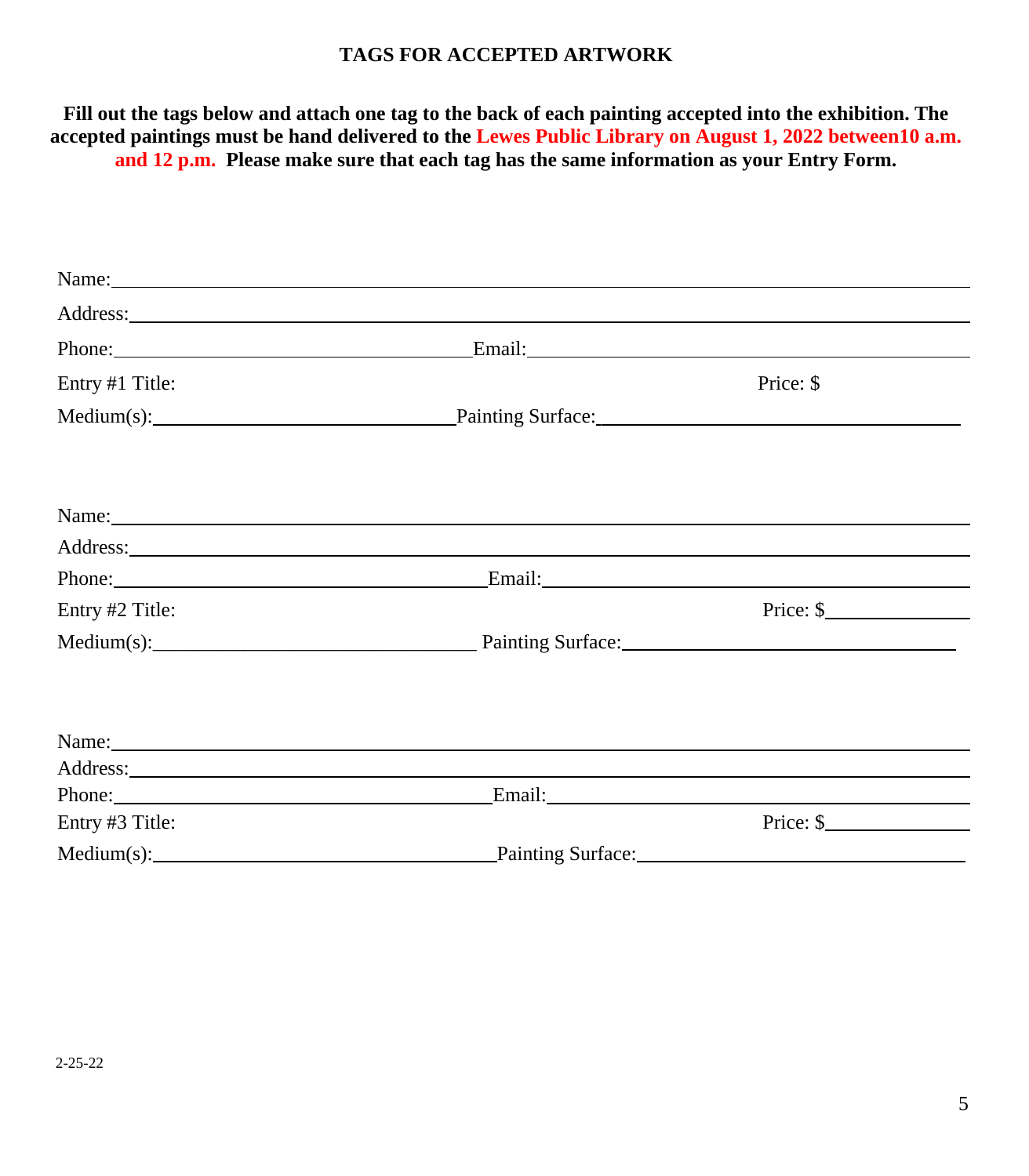**TAGS FOR ACCEPTED ARTWORK**

**Fill out the tags below and attach one tag to the back of each painting accepted into the exhibition. The accepted paintings must be hand delivered to the Lewes Public Library on August 1, 2022 between10 a.m. and 12 p.m. Please make sure that each tag has the same information as your Entry Form.**

Name:\_\_\_\_\_\_\_\_\_\_\_\_\_\_\_\_\_\_\_\_\_\_\_\_\_\_\_\_\_\_\_\_\_\_\_\_\_\_\_\_\_\_\_\_\_\_\_\_\_\_\_\_\_\_\_\_

Address:\_\_\_\_\_\_\_\_\_\_\_\_\_\_\_\_\_\_\_\_\_\_\_\_\_\_\_\_\_\_\_\_\_\_\_\_\_\_\_\_\_\_\_\_\_\_\_\_\_\_\_\_\_\_\_

Phone:\_\_\_\_\_\_\_\_\_\_\_\_\_\_\_\_\_\_\_\_\_\_\_\_ Email:\_\_\_\_\_\_\_\_\_\_\_\_\_\_\_\_\_\_\_\_\_\_\_\_\_\_\_\_\_\_

Entry #1 Title: Price: $

Medium(s):\_\_\_\_\_\_\_\_\_\_\_\_\_\_\_\_\_\_\_\_\_\_ Painting Surface:\_\_\_\_\_\_\_\_\_\_\_\_\_\_\_\_\_\_\_\_\_\_\_\_\_

Name:\_\_\_\_\_\_\_\_\_\_\_\_\_\_\_\_\_\_\_\_\_\_\_\_\_\_\_\_\_\_\_\_\_\_\_\_\_\_\_\_\_\_\_\_\_\_\_\_\_\_\_\_\_\_\_\_

Address:\_\_\_\_\_\_\_\_\_\_\_\_\_\_\_\_\_\_\_\_\_\_\_\_\_\_\_\_\_\_\_\_\_\_\_\_\_\_\_\_\_\_\_\_\_\_\_\_\_\_\_\_\_\_\_

Phone:\_\_\_\_\_\_\_\_\_\_\_\_\_\_\_\_\_\_\_\_\_\_\_\_ Email:\_\_\_\_\_\_\_\_\_\_\_\_\_\_\_\_\_\_\_\_\_\_\_\_\_\_\_\_\_\_

Entry #2 Title: Price: $\_\_\_\_\_\_\_\_\_\_

Medium(s):\_\_\_\_\_\_\_\_\_\_\_\_\_\_\_\_\_\_\_\_\_\_ Painting Surface:\_\_\_\_\_\_\_\_\_\_\_\_\_\_\_\_\_\_\_\_\_\_\_\_\_

Name:\_\_\_\_\_\_\_\_\_\_\_\_\_\_\_\_\_\_\_\_\_\_\_\_\_\_\_\_\_\_\_\_\_\_\_\_\_\_\_\_\_\_\_\_\_\_\_\_\_\_\_\_\_\_\_\_

Address:\_\_\_\_\_\_\_\_\_\_\_\_\_\_\_\_\_\_\_\_\_\_\_\_\_\_\_\_\_\_\_\_\_\_\_\_\_\_\_\_\_\_\_\_\_\_\_\_\_\_\_\_\_\_\_

Phone:\_\_\_\_\_\_\_\_\_\_\_\_\_\_\_\_\_\_\_\_\_\_\_\_ Email:\_\_\_\_\_\_\_\_\_\_\_\_\_\_\_\_\_\_\_\_\_\_\_\_\_\_\_\_\_\_

Entry #3 Title: Price: $\_\_\_\_\_\_\_\_\_\_

Medium(s):\_\_\_\_\_\_\_\_\_\_\_\_\_\_\_\_\_\_\_\_\_\_ Painting Surface:\_\_\_\_\_\_\_\_\_\_\_\_\_\_\_\_\_\_\_\_\_\_\_\_\_

2-25-22